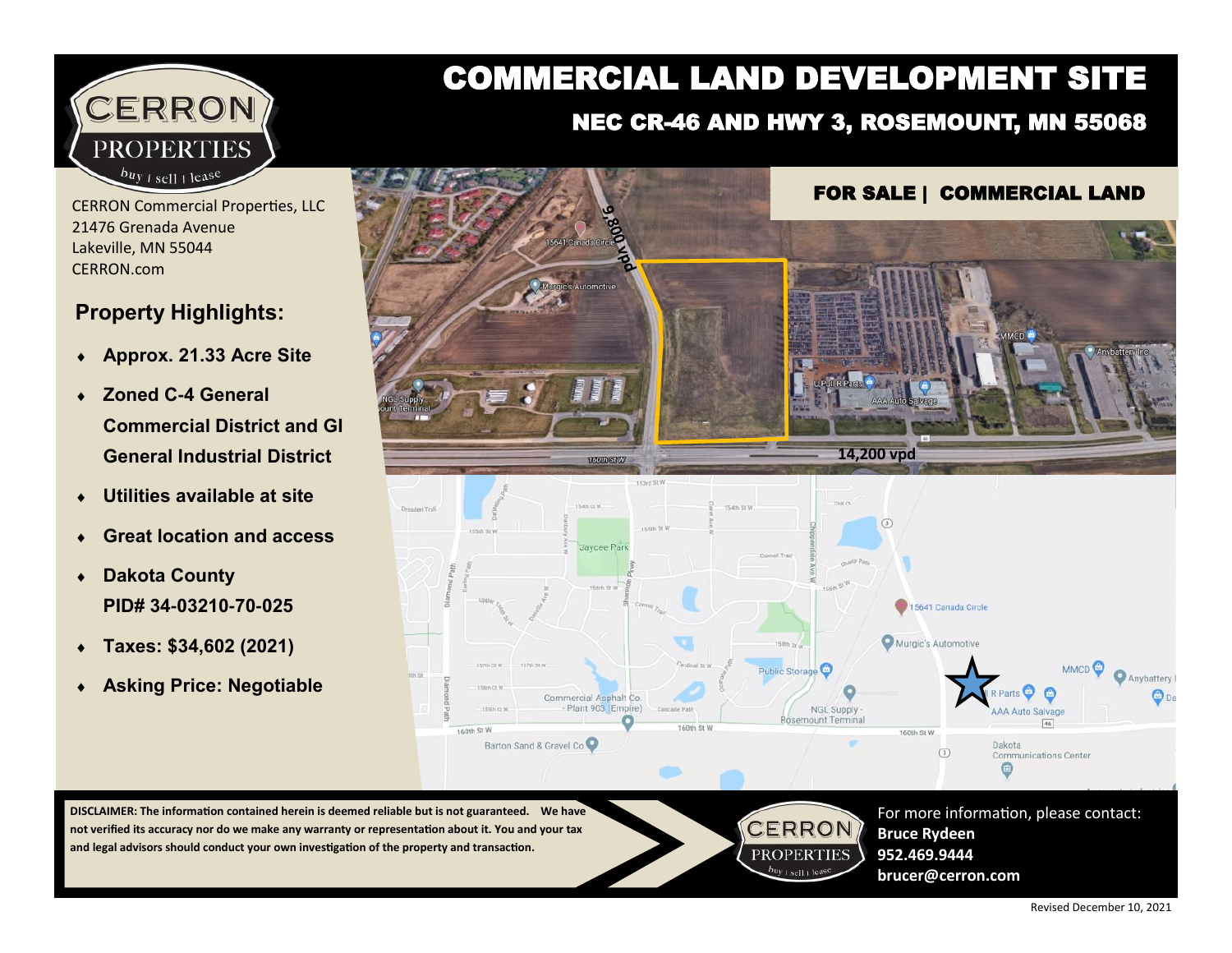# COMMERCIAL LAND DEVELOPMENT SITE

## NEC CR-46 AND HWY 3, ROSEMOUNT, MN 55068

CERRON PROPERTIES
buy | sell | lease

CERRON Commercial Properties, LLC
21476 Grenada Avenue
Lakeville, MN 55044
CERRON.com

**FOR SALE | COMMERCIAL LAND**

9,800 vpd

14,200 vpd

## Property Highlights:

- **Approx. 21.33 Acre Site**
- **Zoned C-4 General Commercial District and GI General Industrial District**
- **Utilities available at site**
- **Great location and access**
- **Dakota County PID# 34-03210-70-025**
- **Taxes: $34,602 (2021)**
- **Asking Price: Negotiable**

**DISCLAIMER: The information contained herein is deemed reliable but is not guaranteed. We have not verified its accuracy nor do we make any warranty or representation about it. You and your tax and legal advisors should conduct your own investigation of the property and transaction.**

CERRON PROPERTIES
buy | sell | lease

For more information, please contact:
**Bruce Rydeen**
**952.469.9444**
**brucer@cerron.com**

Revised December 10, 2021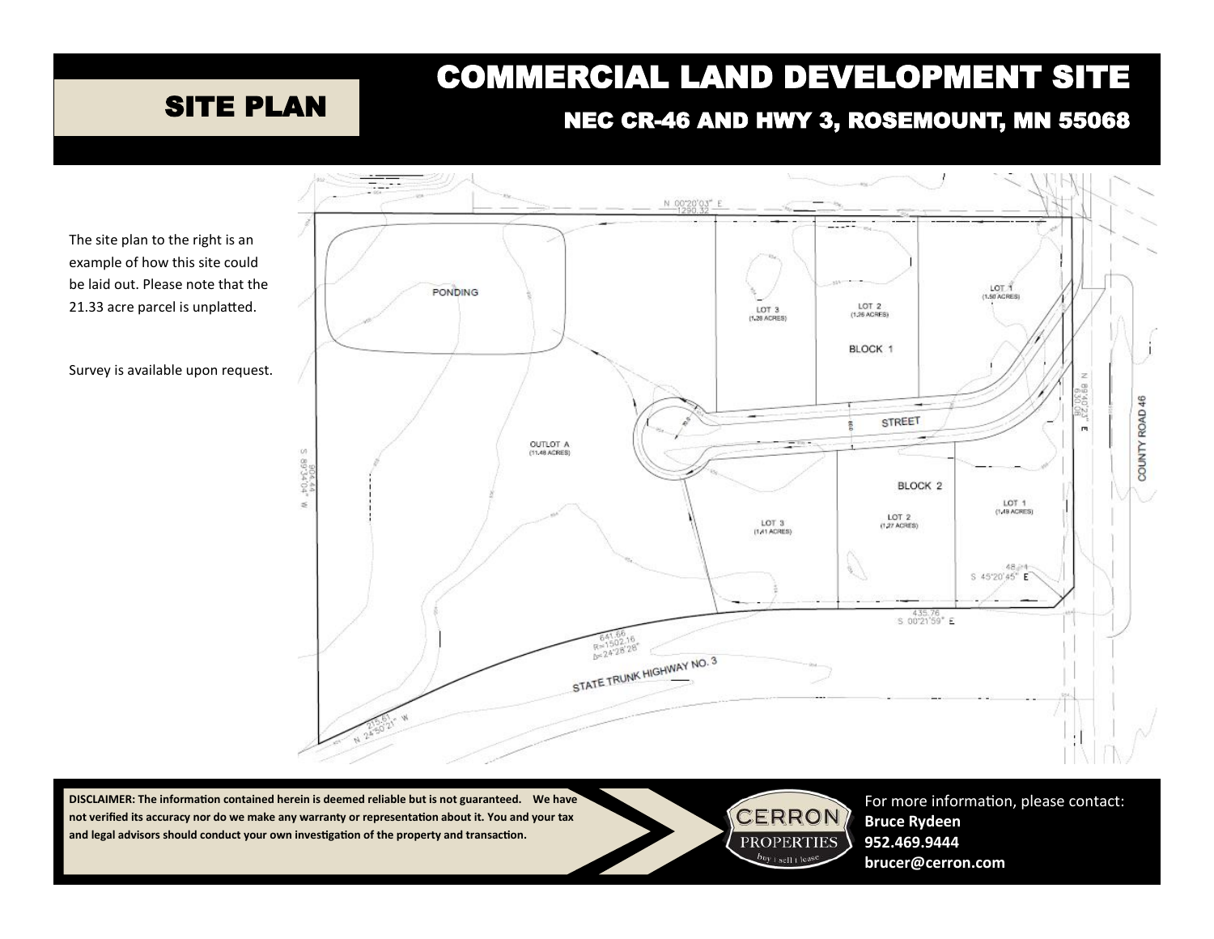# COMMERCIAL LAND DEVELOPMENT SITE

## NEC CR-46 AND HWY 3, ROSEMOUNT, MN 55068

## SITE PLAN

The site plan to the right is an example of how this site could be laid out. Please note that the 21.33 acre parcel is unplatted.

Survey is available upon request.

N 00°20'03" E
1290.32

PONDING

LOT 3
(1.28 ACRES)

LOT 2
(1.26 ACRES)

LOT 1
(1.50 ACRES)

BLOCK 1

STREET

OUTLOT A
(11.46 ACRES)

BLOCK 2

LOT 3
(1.41 ACRES)

LOT 2
(1.27 ACRES)

LOT 1
(1.49 ACRES)

S 89°34'04" W
904.44

N 89°40'24" E
630.08

COUNTY ROAD 46

48.14
S 45°20'45" E

435.76
S 00°21'59" E

641.66
R=1502.16
Δ=24°28'28"

STATE TRUNK HIGHWAY NO. 3

215.61
N 24°50'21" W

**DISCLAIMER: The information contained herein is deemed reliable but is not guaranteed. We have not verified its accuracy nor do we make any warranty or representation about it. You and your tax and legal advisors should conduct your own investigation of the property and transaction.**

CERRON PROPERTIES
buy | sell | lease

For more information, please contact:
**Bruce Rydeen**
**952.469.9444**
**brucer@cerron.com**